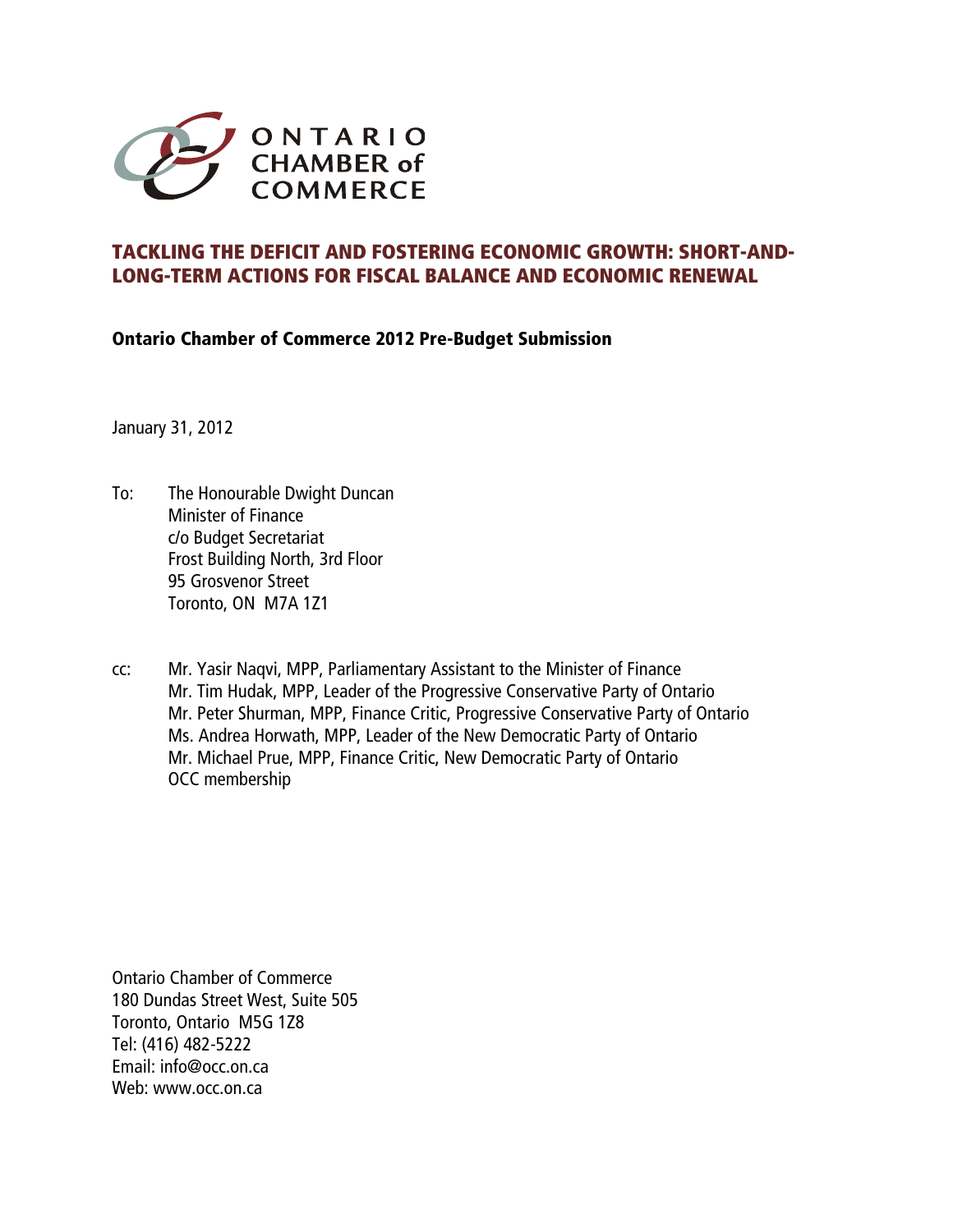ONTARIO
CHAMBER of
COMMERCE

# TACKLING THE DEFICIT AND FOSTERING ECONOMIC GROWTH: SHORT-AND-LONG-TERM ACTIONS FOR FISCAL BALANCE AND ECONOMIC RENEWAL

## Ontario Chamber of Commerce 2012 Pre-Budget Submission

January 31, 2012

To: The Honourable Dwight Duncan
Minister of Finance
c/o Budget Secretariat
Frost Building North, 3rd Floor
95 Grosvenor Street
Toronto, ON M7A 1Z1

cc: Mr. Yasir Naqvi, MPP, Parliamentary Assistant to the Minister of Finance
Mr. Tim Hudak, MPP, Leader of the Progressive Conservative Party of Ontario
Mr. Peter Shurman, MPP, Finance Critic, Progressive Conservative Party of Ontario
Ms. Andrea Horwath, MPP, Leader of the New Democratic Party of Ontario
Mr. Michael Prue, MPP, Finance Critic, New Democratic Party of Ontario
OCC membership

Ontario Chamber of Commerce
180 Dundas Street West, Suite 505
Toronto, Ontario M5G 1Z8
Tel: (416) 482-5222
Email: info@occ.on.ca
Web: www.occ.on.ca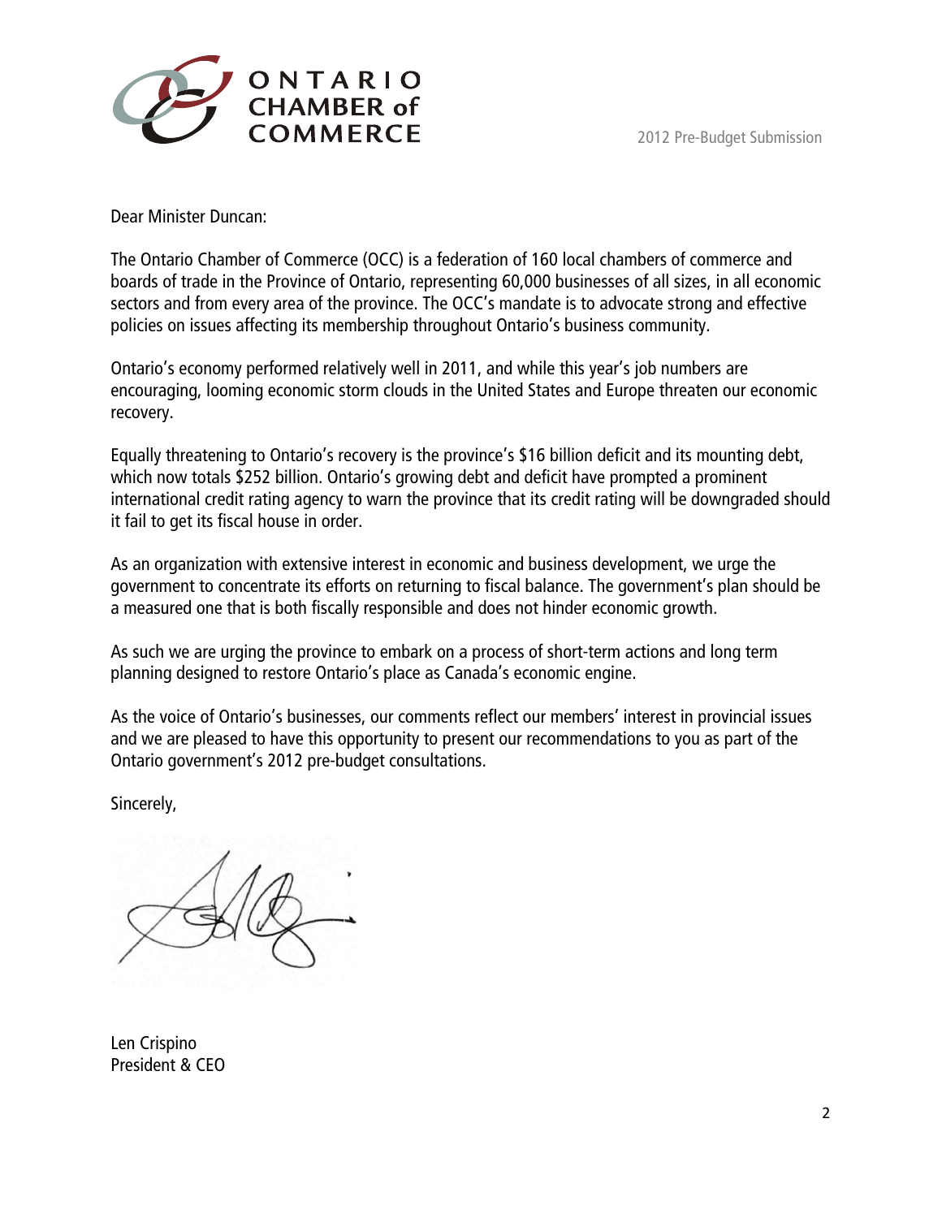Dear Minister Duncan:

The Ontario Chamber of Commerce (OCC) is a federation of 160 local chambers of commerce and boards of trade in the Province of Ontario, representing 60,000 businesses of all sizes, in all economic sectors and from every area of the province. The OCC's mandate is to advocate strong and effective policies on issues affecting its membership throughout Ontario's business community.

Ontario's economy performed relatively well in 2011, and while this year's job numbers are encouraging, looming economic storm clouds in the United States and Europe threaten our economic recovery.

Equally threatening to Ontario's recovery is the province's $16 billion deficit and its mounting debt, which now totals $252 billion. Ontario's growing debt and deficit have prompted a prominent international credit rating agency to warn the province that its credit rating will be downgraded should it fail to get its fiscal house in order.

As an organization with extensive interest in economic and business development, we urge the government to concentrate its efforts on returning to fiscal balance. The government's plan should be a measured one that is both fiscally responsible and does not hinder economic growth.

As such we are urging the province to embark on a process of short-term actions and long term planning designed to restore Ontario's place as Canada's economic engine.

As the voice of Ontario's businesses, our comments reflect our members' interest in provincial issues and we are pleased to have this opportunity to present our recommendations to you as part of the Ontario government's 2012 pre-budget consultations.

Sincerely,

Len Crispino
President & CEO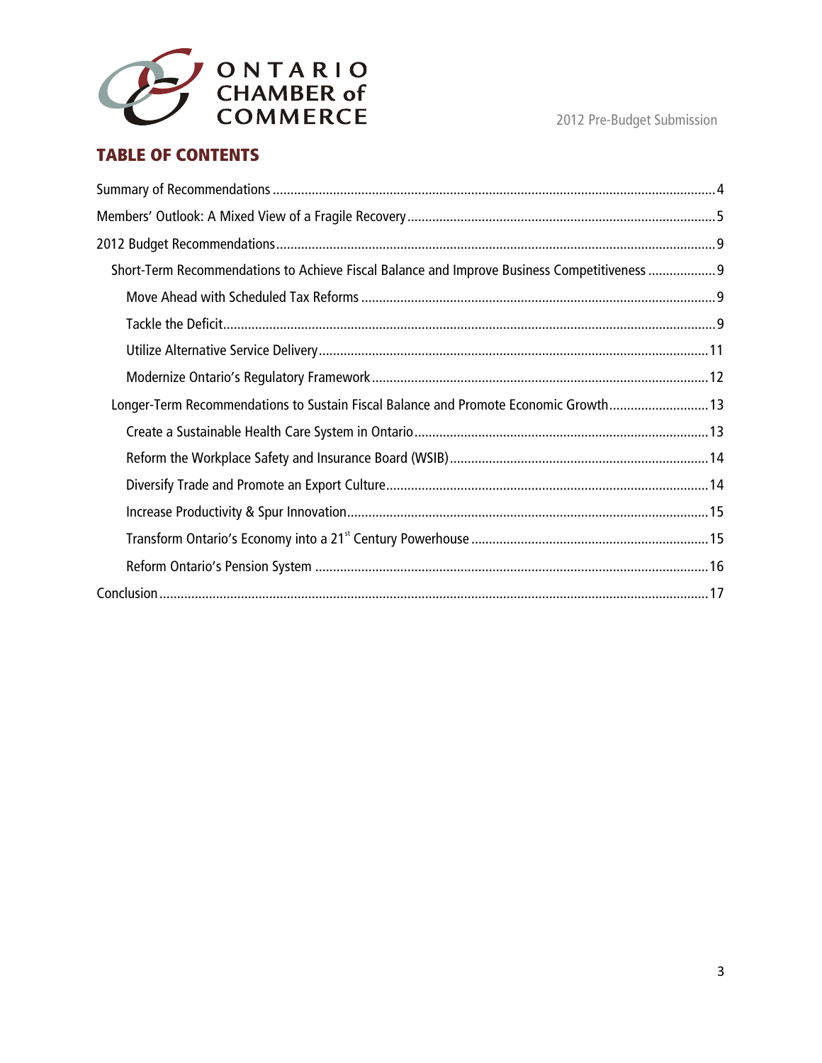## TABLE OF CONTENTS

- Summary of Recommendations ..... 4
- Members' Outlook: A Mixed View of a Fragile Recovery ..... 5
- 2012 Budget Recommendations ..... 9
  - Short-Term Recommendations to Achieve Fiscal Balance and Improve Business Competitiveness ..... 9
    - Move Ahead with Scheduled Tax Reforms ..... 9
    - Tackle the Deficit ..... 9
    - Utilize Alternative Service Delivery ..... 11
    - Modernize Ontario's Regulatory Framework ..... 12
  - Longer-Term Recommendations to Sustain Fiscal Balance and Promote Economic Growth ..... 13
    - Create a Sustainable Health Care System in Ontario ..... 13
    - Reform the Workplace Safety and Insurance Board (WSIB) ..... 14
    - Diversify Trade and Promote an Export Culture ..... 14
    - Increase Productivity & Spur Innovation ..... 15
    - Transform Ontario's Economy into a 21st Century Powerhouse ..... 15
    - Reform Ontario's Pension System ..... 16
- Conclusion ..... 17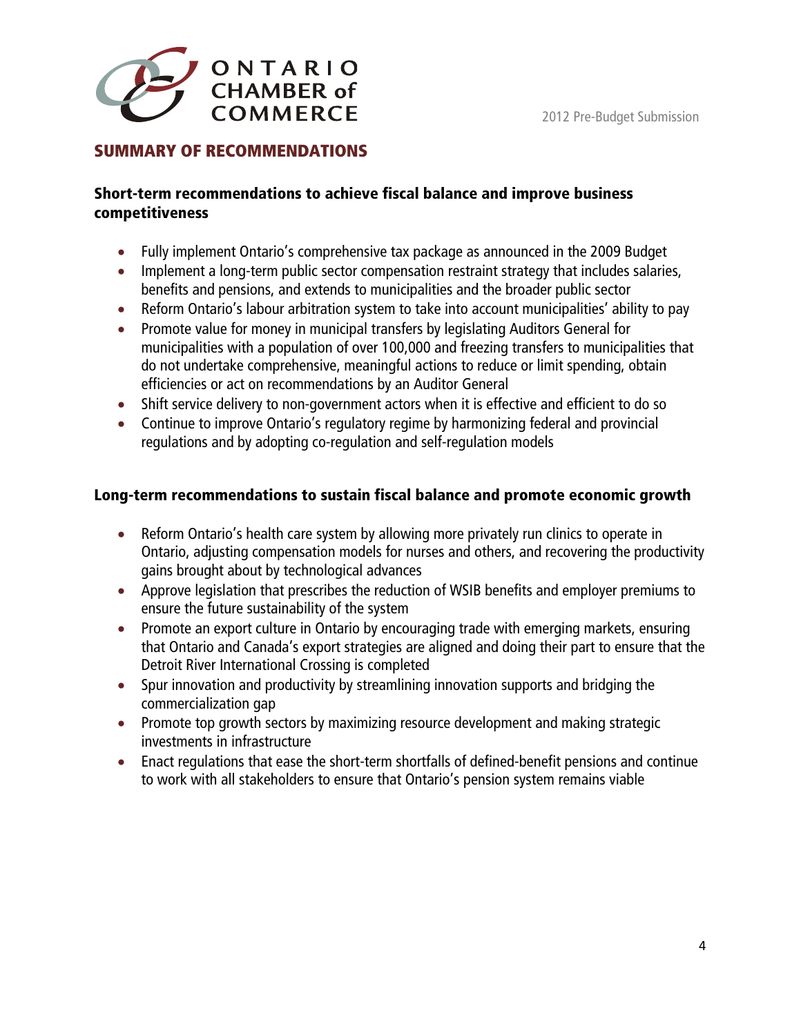## SUMMARY OF RECOMMENDATIONS

### Short-term recommendations to achieve fiscal balance and improve business competitiveness

- Fully implement Ontario's comprehensive tax package as announced in the 2009 Budget
- Implement a long-term public sector compensation restraint strategy that includes salaries, benefits and pensions, and extends to municipalities and the broader public sector
- Reform Ontario's labour arbitration system to take into account municipalities' ability to pay
- Promote value for money in municipal transfers by legislating Auditors General for municipalities with a population of over 100,000 and freezing transfers to municipalities that do not undertake comprehensive, meaningful actions to reduce or limit spending, obtain efficiencies or act on recommendations by an Auditor General
- Shift service delivery to non-government actors when it is effective and efficient to do so
- Continue to improve Ontario's regulatory regime by harmonizing federal and provincial regulations and by adopting co-regulation and self-regulation models

### Long-term recommendations to sustain fiscal balance and promote economic growth

- Reform Ontario's health care system by allowing more privately run clinics to operate in Ontario, adjusting compensation models for nurses and others, and recovering the productivity gains brought about by technological advances
- Approve legislation that prescribes the reduction of WSIB benefits and employer premiums to ensure the future sustainability of the system
- Promote an export culture in Ontario by encouraging trade with emerging markets, ensuring that Ontario and Canada's export strategies are aligned and doing their part to ensure that the Detroit River International Crossing is completed
- Spur innovation and productivity by streamlining innovation supports and bridging the commercialization gap
- Promote top growth sectors by maximizing resource development and making strategic investments in infrastructure
- Enact regulations that ease the short-term shortfalls of defined-benefit pensions and continue to work with all stakeholders to ensure that Ontario's pension system remains viable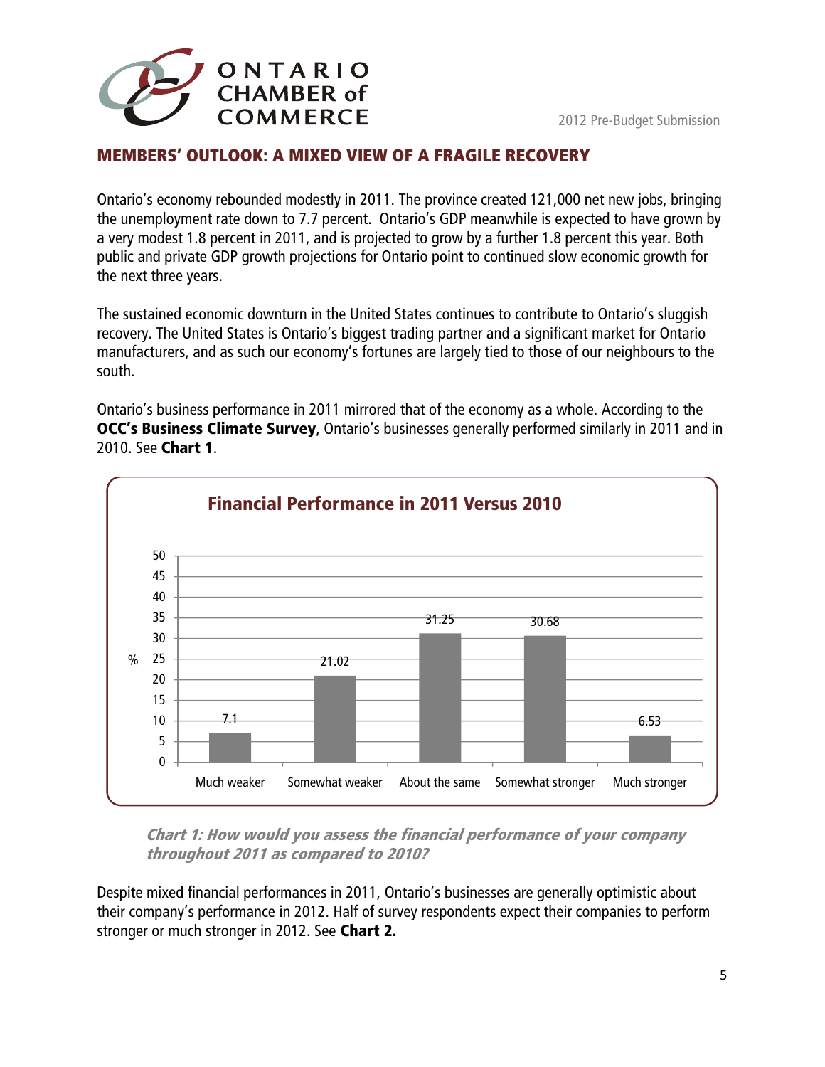## MEMBERS' OUTLOOK: A MIXED VIEW OF A FRAGILE RECOVERY

Ontario's economy rebounded modestly in 2011. The province created 121,000 net new jobs, bringing the unemployment rate down to 7.7 percent. Ontario's GDP meanwhile is expected to have grown by a very modest 1.8 percent in 2011, and is projected to grow by a further 1.8 percent this year. Both public and private GDP growth projections for Ontario point to continued slow economic growth for the next three years.

The sustained economic downturn in the United States continues to contribute to Ontario's sluggish recovery. The United States is Ontario's biggest trading partner and a significant market for Ontario manufacturers, and as such our economy's fortunes are largely tied to those of our neighbours to the south.

Ontario's business performance in 2011 mirrored that of the economy as a whole. According to the **OCC's Business Climate Survey**, Ontario's businesses generally performed similarly in 2011 and in 2010. See **Chart 1**.

**Financial Performance in 2011 Versus 2010**

| | % |
|---|---|
| Much weaker | 7.1 |
| Somewhat weaker | 21.02 |
| About the same | 31.25 |
| Somewhat stronger | 30.68 |
| Much stronger | 6.53 |

***Chart 1: How would you assess the financial performance of your company throughout 2011 as compared to 2010?***

Despite mixed financial performances in 2011, Ontario's businesses are generally optimistic about their company's performance in 2012. Half of survey respondents expect their companies to perform stronger or much stronger in 2012. See **Chart 2.**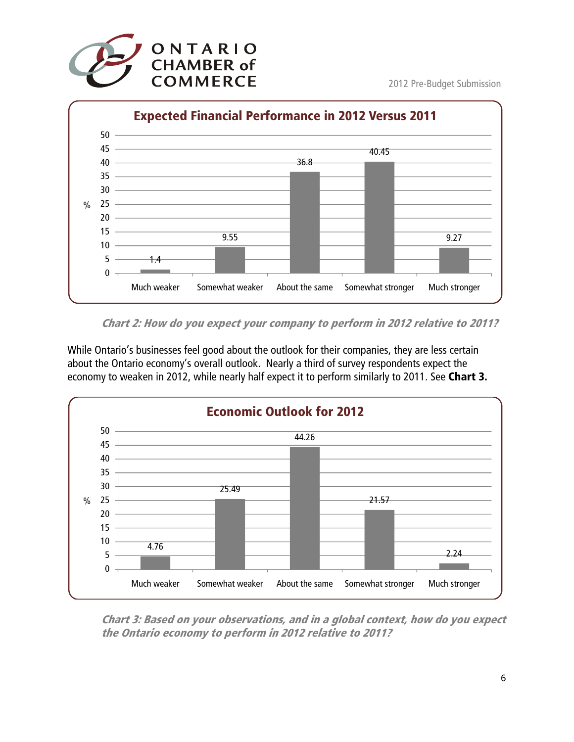**Expected Financial Performance in 2012 Versus 2011**

| Response | % |
|---|---|
| Much weaker | 1.4 |
| Somewhat weaker | 9.55 |
| About the same | 36.8 |
| Somewhat stronger | 40.45 |
| Much stronger | 9.27 |

*Chart 2: How do you expect your company to perform in 2012 relative to 2011?*

While Ontario's businesses feel good about the outlook for their companies, they are less certain about the Ontario economy's overall outlook. Nearly a third of survey respondents expect the economy to weaken in 2012, while nearly half expect it to perform similarly to 2011. See **Chart 3.**

**Economic Outlook for 2012**

| Response | % |
|---|---|
| Much weaker | 4.76 |
| Somewhat weaker | 25.49 |
| About the same | 44.26 |
| Somewhat stronger | 21.57 |
| Much stronger | 2.24 |

*Chart 3: Based on your observations, and in a global context, how do you expect the Ontario economy to perform in 2012 relative to 2011?*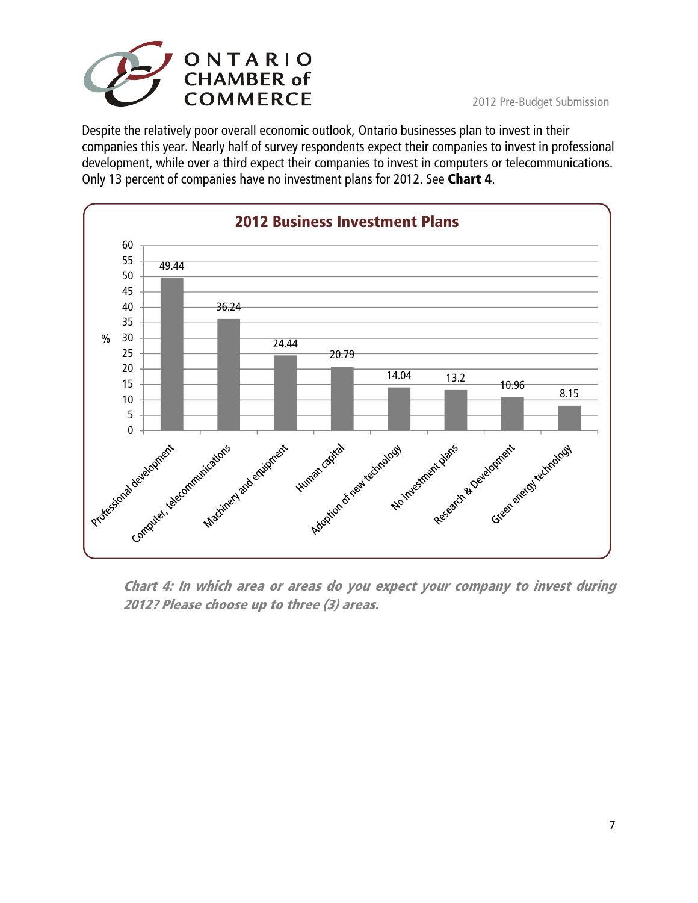Despite the relatively poor overall economic outlook, Ontario businesses plan to invest in their companies this year. Nearly half of survey respondents expect their companies to invest in professional development, while over a third expect their companies to invest in computers or telecommunications. Only 13 percent of companies have no investment plans for 2012. See **Chart 4**.

**2012 Business Investment Plans**

| Area | % |
|---|---|
| Professional development | 49.44 |
| Computer, telecommunications | 36.24 |
| Machinery and equipment | 24.44 |
| Human capital | 20.79 |
| Adoption of new technology | 14.04 |
| No investment plans | 13.2 |
| Research & Development | 10.96 |
| Green energy technology | 8.15 |

***Chart 4: In which area or areas do you expect your company to invest during 2012? Please choose up to three (3) areas.***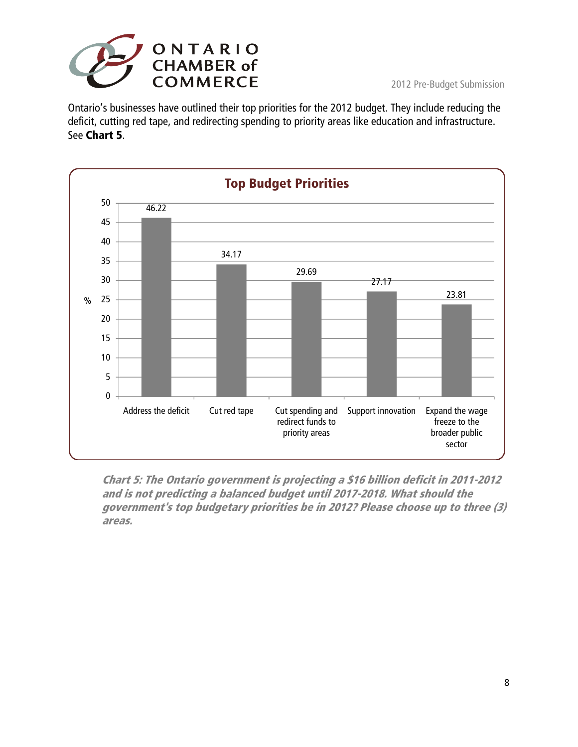Ontario's businesses have outlined their top priorities for the 2012 budget. They include reducing the deficit, cutting red tape, and redirecting spending to priority areas like education and infrastructure. See **Chart 5**.

**Top Budget Priorities**

| Priority | % |
|---|---|
| Address the deficit | 46.22 |
| Cut red tape | 34.17 |
| Cut spending and redirect funds to priority areas | 29.69 |
| Support innovation | 27.17 |
| Expand the wage freeze to the broader public sector | 23.81 |

***Chart 5: The Ontario government is projecting a $16 billion deficit in 2011-2012 and is not predicting a balanced budget until 2017-2018. What should the government's top budgetary priorities be in 2012? Please choose up to three (3) areas.***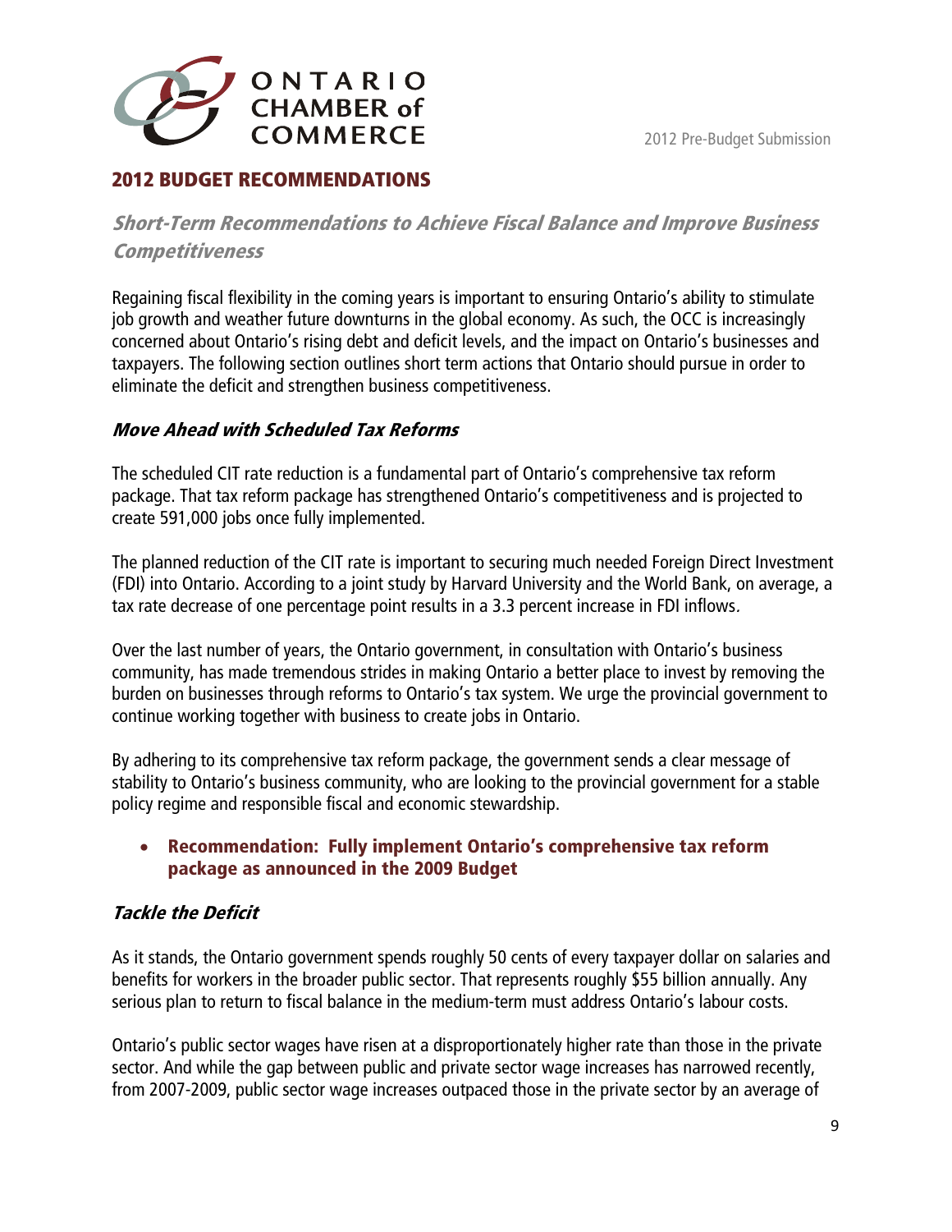## 2012 BUDGET RECOMMENDATIONS

### *Short-Term Recommendations to Achieve Fiscal Balance and Improve Business Competitiveness*

Regaining fiscal flexibility in the coming years is important to ensuring Ontario's ability to stimulate job growth and weather future downturns in the global economy. As such, the OCC is increasingly concerned about Ontario's rising debt and deficit levels, and the impact on Ontario's businesses and taxpayers. The following section outlines short term actions that Ontario should pursue in order to eliminate the deficit and strengthen business competitiveness.

#### *Move Ahead with Scheduled Tax Reforms*

The scheduled CIT rate reduction is a fundamental part of Ontario's comprehensive tax reform package. That tax reform package has strengthened Ontario's competitiveness and is projected to create 591,000 jobs once fully implemented.

The planned reduction of the CIT rate is important to securing much needed Foreign Direct Investment (FDI) into Ontario. According to a joint study by Harvard University and the World Bank, on average, a tax rate decrease of one percentage point results in a 3.3 percent increase in FDI inflows.

Over the last number of years, the Ontario government, in consultation with Ontario's business community, has made tremendous strides in making Ontario a better place to invest by removing the burden on businesses through reforms to Ontario's tax system. We urge the provincial government to continue working together with business to create jobs in Ontario.

By adhering to its comprehensive tax reform package, the government sends a clear message of stability to Ontario's business community, who are looking to the provincial government for a stable policy regime and responsible fiscal and economic stewardship.

- **Recommendation: Fully implement Ontario's comprehensive tax reform package as announced in the 2009 Budget**

#### *Tackle the Deficit*

As it stands, the Ontario government spends roughly 50 cents of every taxpayer dollar on salaries and benefits for workers in the broader public sector. That represents roughly $55 billion annually. Any serious plan to return to fiscal balance in the medium-term must address Ontario's labour costs.

Ontario's public sector wages have risen at a disproportionately higher rate than those in the private sector. And while the gap between public and private sector wage increases has narrowed recently, from 2007-2009, public sector wage increases outpaced those in the private sector by an average of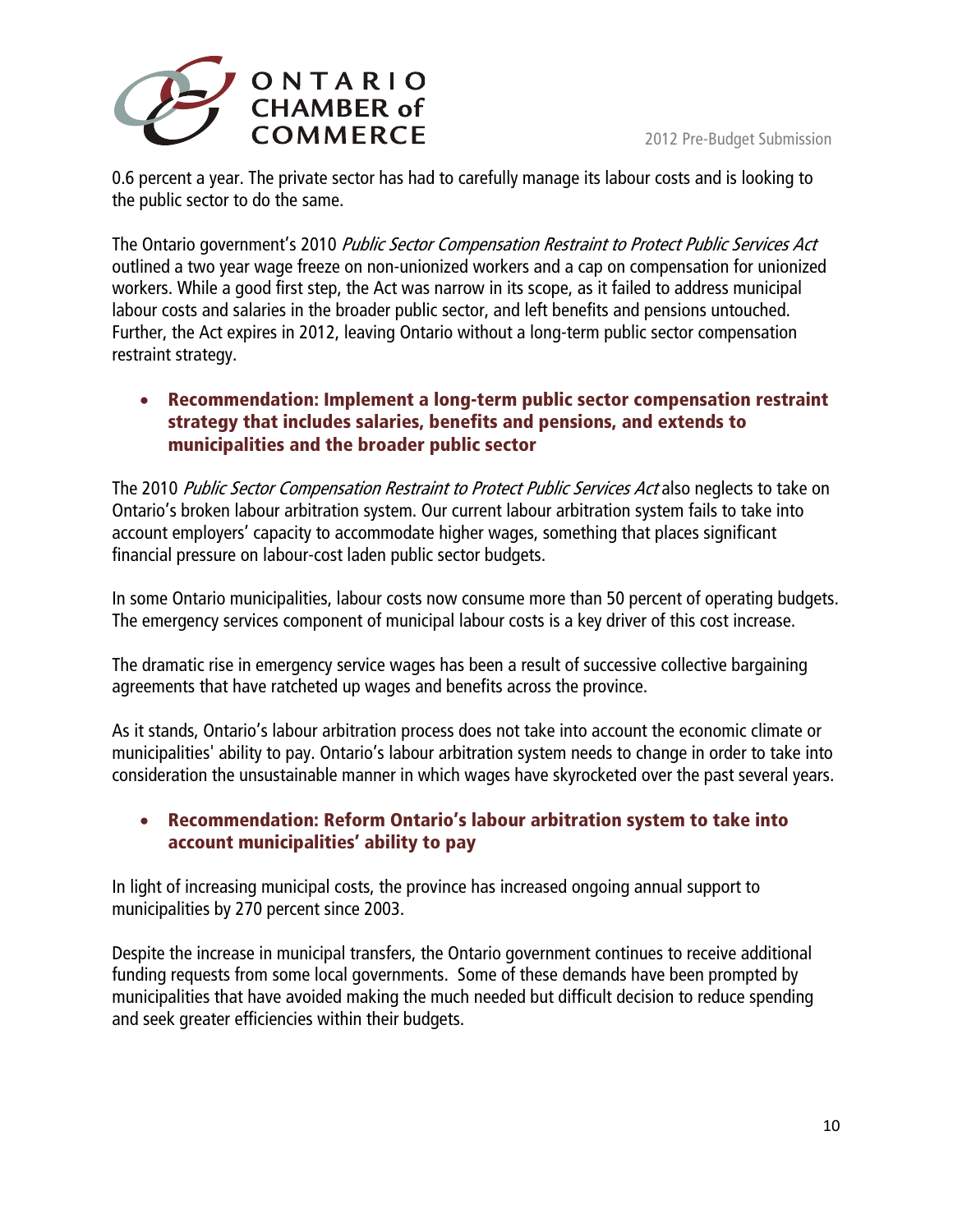0.6 percent a year. The private sector has had to carefully manage its labour costs and is looking to the public sector to do the same.

The Ontario government's 2010 *Public Sector Compensation Restraint to Protect Public Services Act* outlined a two year wage freeze on non-unionized workers and a cap on compensation for unionized workers. While a good first step, the Act was narrow in its scope, as it failed to address municipal labour costs and salaries in the broader public sector, and left benefits and pensions untouched. Further, the Act expires in 2012, leaving Ontario without a long-term public sector compensation restraint strategy.

- **Recommendation: Implement a long-term public sector compensation restraint strategy that includes salaries, benefits and pensions, and extends to municipalities and the broader public sector**

The 2010 *Public Sector Compensation Restraint to Protect Public Services Act* also neglects to take on Ontario's broken labour arbitration system. Our current labour arbitration system fails to take into account employers' capacity to accommodate higher wages, something that places significant financial pressure on labour-cost laden public sector budgets.

In some Ontario municipalities, labour costs now consume more than 50 percent of operating budgets. The emergency services component of municipal labour costs is a key driver of this cost increase.

The dramatic rise in emergency service wages has been a result of successive collective bargaining agreements that have ratcheted up wages and benefits across the province.

As it stands, Ontario's labour arbitration process does not take into account the economic climate or municipalities' ability to pay. Ontario's labour arbitration system needs to change in order to take into consideration the unsustainable manner in which wages have skyrocketed over the past several years.

- **Recommendation: Reform Ontario's labour arbitration system to take into account municipalities' ability to pay**

In light of increasing municipal costs, the province has increased ongoing annual support to municipalities by 270 percent since 2003.

Despite the increase in municipal transfers, the Ontario government continues to receive additional funding requests from some local governments. Some of these demands have been prompted by municipalities that have avoided making the much needed but difficult decision to reduce spending and seek greater efficiencies within their budgets.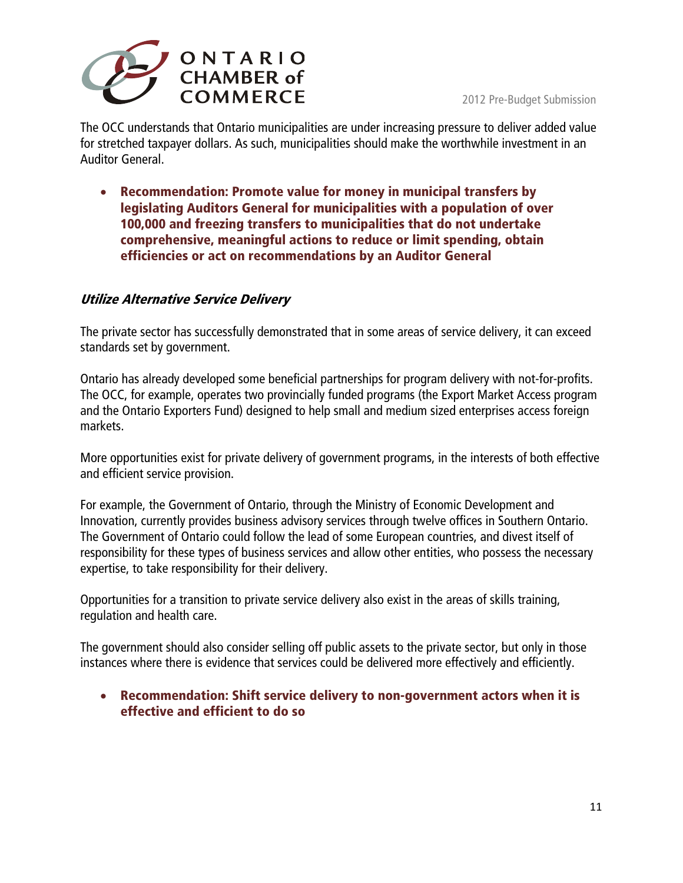The OCC understands that Ontario municipalities are under increasing pressure to deliver added value for stretched taxpayer dollars. As such, municipalities should make the worthwhile investment in an Auditor General.

- **Recommendation: Promote value for money in municipal transfers by legislating Auditors General for municipalities with a population of over 100,000 and freezing transfers to municipalities that do not undertake comprehensive, meaningful actions to reduce or limit spending, obtain efficiencies or act on recommendations by an Auditor General**

### *Utilize Alternative Service Delivery*

The private sector has successfully demonstrated that in some areas of service delivery, it can exceed standards set by government.

Ontario has already developed some beneficial partnerships for program delivery with not-for-profits. The OCC, for example, operates two provincially funded programs (the Export Market Access program and the Ontario Exporters Fund) designed to help small and medium sized enterprises access foreign markets.

More opportunities exist for private delivery of government programs, in the interests of both effective and efficient service provision.

For example, the Government of Ontario, through the Ministry of Economic Development and Innovation, currently provides business advisory services through twelve offices in Southern Ontario. The Government of Ontario could follow the lead of some European countries, and divest itself of responsibility for these types of business services and allow other entities, who possess the necessary expertise, to take responsibility for their delivery.

Opportunities for a transition to private service delivery also exist in the areas of skills training, regulation and health care.

The government should also consider selling off public assets to the private sector, but only in those instances where there is evidence that services could be delivered more effectively and efficiently.

- **Recommendation: Shift service delivery to non-government actors when it is effective and efficient to do so**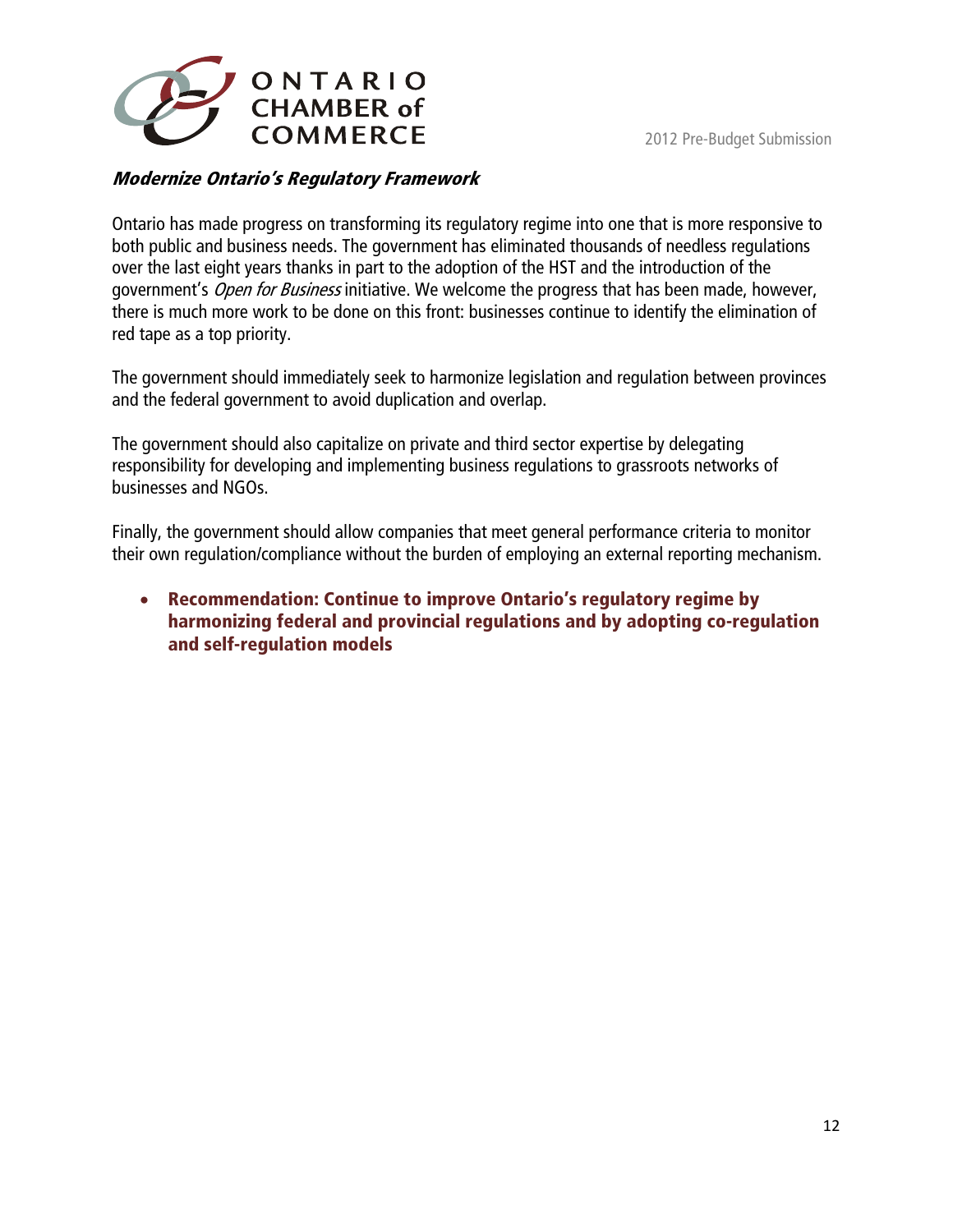***Modernize Ontario's Regulatory Framework***

Ontario has made progress on transforming its regulatory regime into one that is more responsive to both public and business needs. The government has eliminated thousands of needless regulations over the last eight years thanks in part to the adoption of the HST and the introduction of the government's *Open for Business* initiative. We welcome the progress that has been made, however, there is much more work to be done on this front: businesses continue to identify the elimination of red tape as a top priority.

The government should immediately seek to harmonize legislation and regulation between provinces and the federal government to avoid duplication and overlap.

The government should also capitalize on private and third sector expertise by delegating responsibility for developing and implementing business regulations to grassroots networks of businesses and NGOs.

Finally, the government should allow companies that meet general performance criteria to monitor their own regulation/compliance without the burden of employing an external reporting mechanism.

- **Recommendation: Continue to improve Ontario's regulatory regime by harmonizing federal and provincial regulations and by adopting co-regulation and self-regulation models**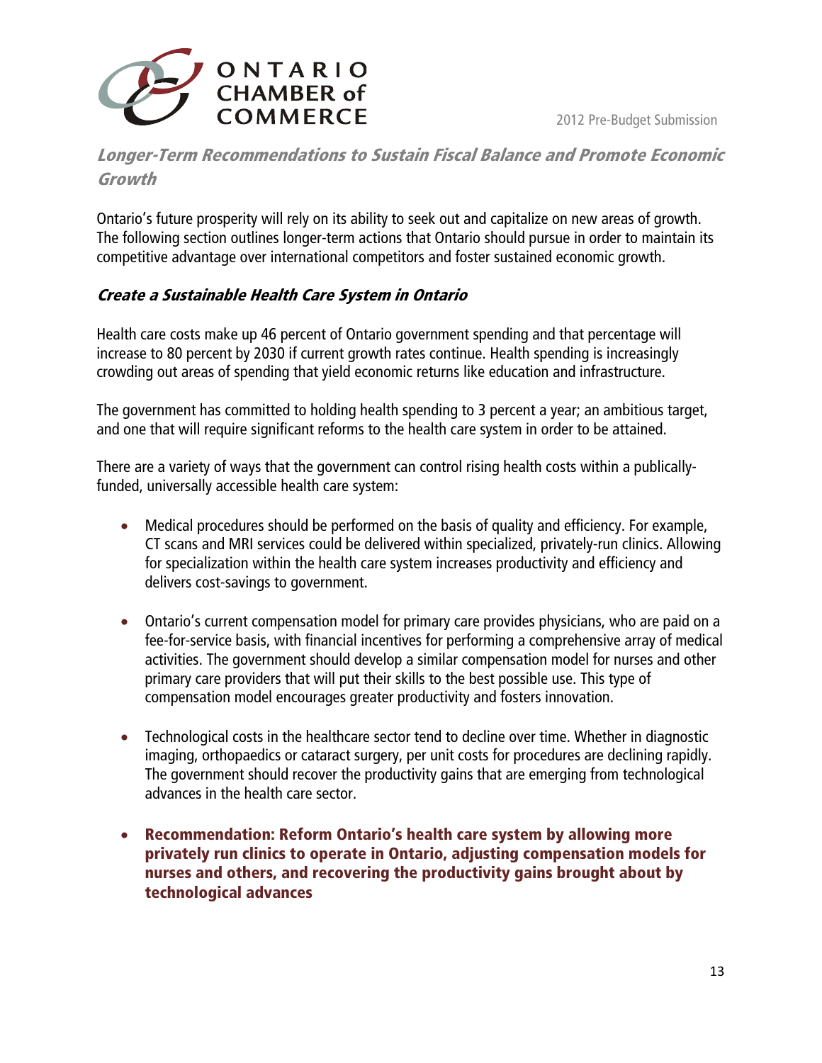## *Longer-Term Recommendations to Sustain Fiscal Balance and Promote Economic Growth*

Ontario's future prosperity will rely on its ability to seek out and capitalize on new areas of growth. The following section outlines longer-term actions that Ontario should pursue in order to maintain its competitive advantage over international competitors and foster sustained economic growth.

### *Create a Sustainable Health Care System in Ontario*

Health care costs make up 46 percent of Ontario government spending and that percentage will increase to 80 percent by 2030 if current growth rates continue. Health spending is increasingly crowding out areas of spending that yield economic returns like education and infrastructure.

The government has committed to holding health spending to 3 percent a year; an ambitious target, and one that will require significant reforms to the health care system in order to be attained.

There are a variety of ways that the government can control rising health costs within a publically-funded, universally accessible health care system:

- Medical procedures should be performed on the basis of quality and efficiency. For example, CT scans and MRI services could be delivered within specialized, privately-run clinics. Allowing for specialization within the health care system increases productivity and efficiency and delivers cost-savings to government.

- Ontario's current compensation model for primary care provides physicians, who are paid on a fee-for-service basis, with financial incentives for performing a comprehensive array of medical activities. The government should develop a similar compensation model for nurses and other primary care providers that will put their skills to the best possible use. This type of compensation model encourages greater productivity and fosters innovation.

- Technological costs in the healthcare sector tend to decline over time. Whether in diagnostic imaging, orthopaedics or cataract surgery, per unit costs for procedures are declining rapidly. The government should recover the productivity gains that are emerging from technological advances in the health care sector.

- **Recommendation: Reform Ontario's health care system by allowing more privately run clinics to operate in Ontario, adjusting compensation models for nurses and others, and recovering the productivity gains brought about by technological advances**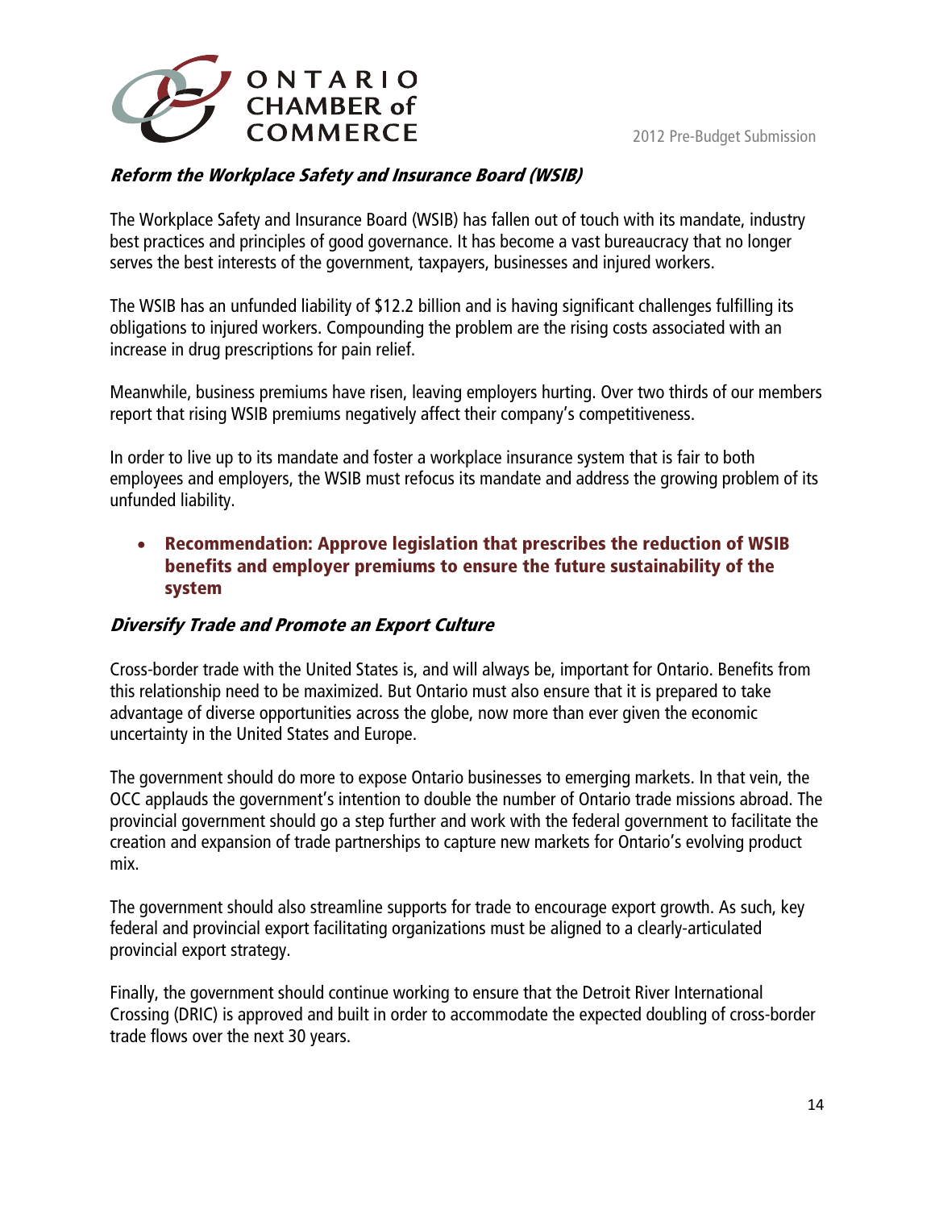### *Reform the Workplace Safety and Insurance Board (WSIB)*

The Workplace Safety and Insurance Board (WSIB) has fallen out of touch with its mandate, industry best practices and principles of good governance. It has become a vast bureaucracy that no longer serves the best interests of the government, taxpayers, businesses and injured workers.

The WSIB has an unfunded liability of $12.2 billion and is having significant challenges fulfilling its obligations to injured workers. Compounding the problem are the rising costs associated with an increase in drug prescriptions for pain relief.

Meanwhile, business premiums have risen, leaving employers hurting. Over two thirds of our members report that rising WSIB premiums negatively affect their company's competitiveness.

In order to live up to its mandate and foster a workplace insurance system that is fair to both employees and employers, the WSIB must refocus its mandate and address the growing problem of its unfunded liability.

- **Recommendation: Approve legislation that prescribes the reduction of WSIB benefits and employer premiums to ensure the future sustainability of the system**

### *Diversify Trade and Promote an Export Culture*

Cross-border trade with the United States is, and will always be, important for Ontario. Benefits from this relationship need to be maximized. But Ontario must also ensure that it is prepared to take advantage of diverse opportunities across the globe, now more than ever given the economic uncertainty in the United States and Europe.

The government should do more to expose Ontario businesses to emerging markets. In that vein, the OCC applauds the government's intention to double the number of Ontario trade missions abroad. The provincial government should go a step further and work with the federal government to facilitate the creation and expansion of trade partnerships to capture new markets for Ontario's evolving product mix.

The government should also streamline supports for trade to encourage export growth. As such, key federal and provincial export facilitating organizations must be aligned to a clearly-articulated provincial export strategy.

Finally, the government should continue working to ensure that the Detroit River International Crossing (DRIC) is approved and built in order to accommodate the expected doubling of cross-border trade flows over the next 30 years.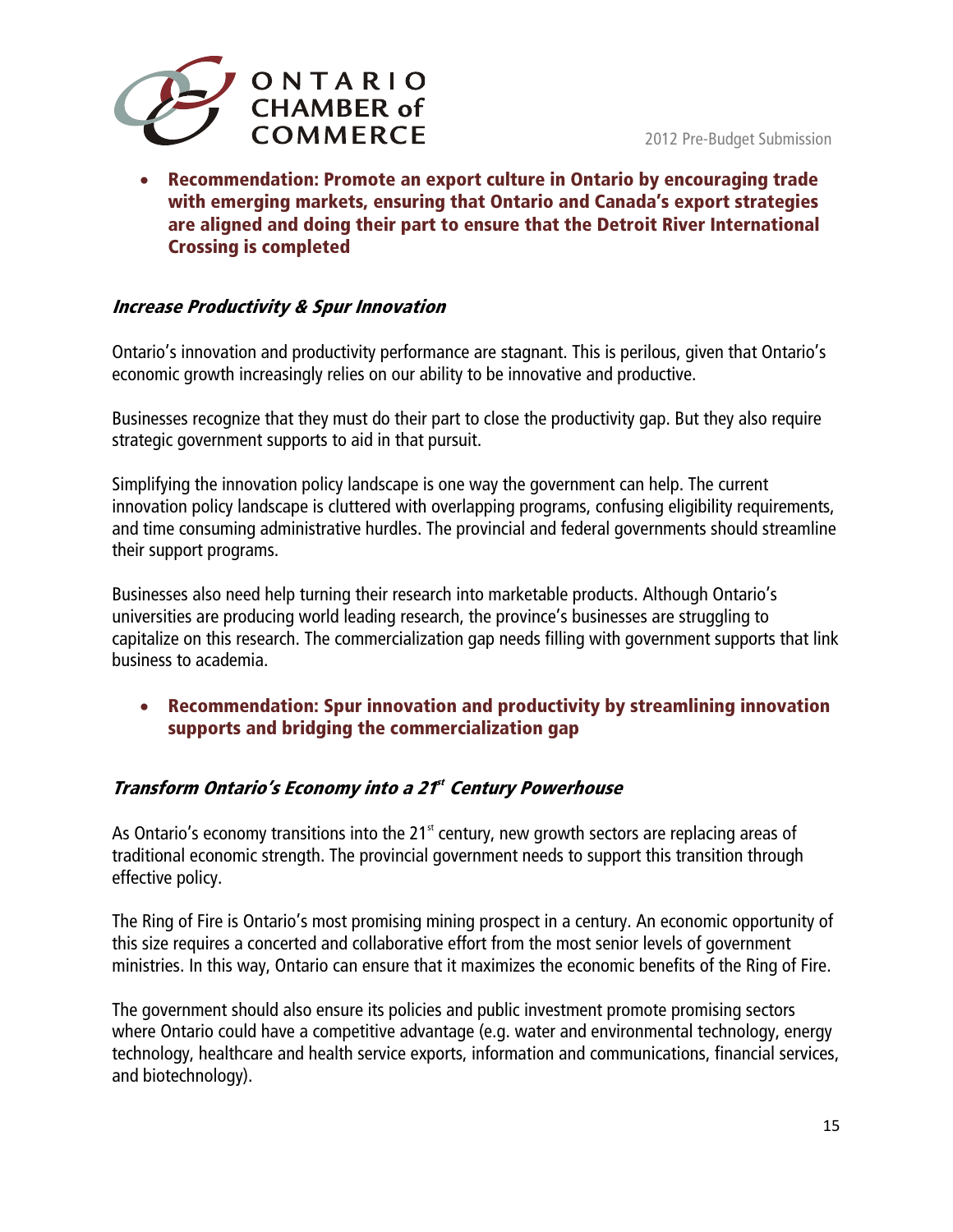- **Recommendation: Promote an export culture in Ontario by encouraging trade with emerging markets, ensuring that Ontario and Canada's export strategies are aligned and doing their part to ensure that the Detroit River International Crossing is completed**

### *Increase Productivity & Spur Innovation*

Ontario's innovation and productivity performance are stagnant. This is perilous, given that Ontario's economic growth increasingly relies on our ability to be innovative and productive.

Businesses recognize that they must do their part to close the productivity gap. But they also require strategic government supports to aid in that pursuit.

Simplifying the innovation policy landscape is one way the government can help. The current innovation policy landscape is cluttered with overlapping programs, confusing eligibility requirements, and time consuming administrative hurdles. The provincial and federal governments should streamline their support programs.

Businesses also need help turning their research into marketable products. Although Ontario's universities are producing world leading research, the province's businesses are struggling to capitalize on this research. The commercialization gap needs filling with government supports that link business to academia.

- **Recommendation: Spur innovation and productivity by streamlining innovation supports and bridging the commercialization gap**

### *Transform Ontario's Economy into a 21st Century Powerhouse*

As Ontario's economy transitions into the 21st century, new growth sectors are replacing areas of traditional economic strength. The provincial government needs to support this transition through effective policy.

The Ring of Fire is Ontario's most promising mining prospect in a century. An economic opportunity of this size requires a concerted and collaborative effort from the most senior levels of government ministries. In this way, Ontario can ensure that it maximizes the economic benefits of the Ring of Fire.

The government should also ensure its policies and public investment promote promising sectors where Ontario could have a competitive advantage (e.g. water and environmental technology, energy technology, healthcare and health service exports, information and communications, financial services, and biotechnology).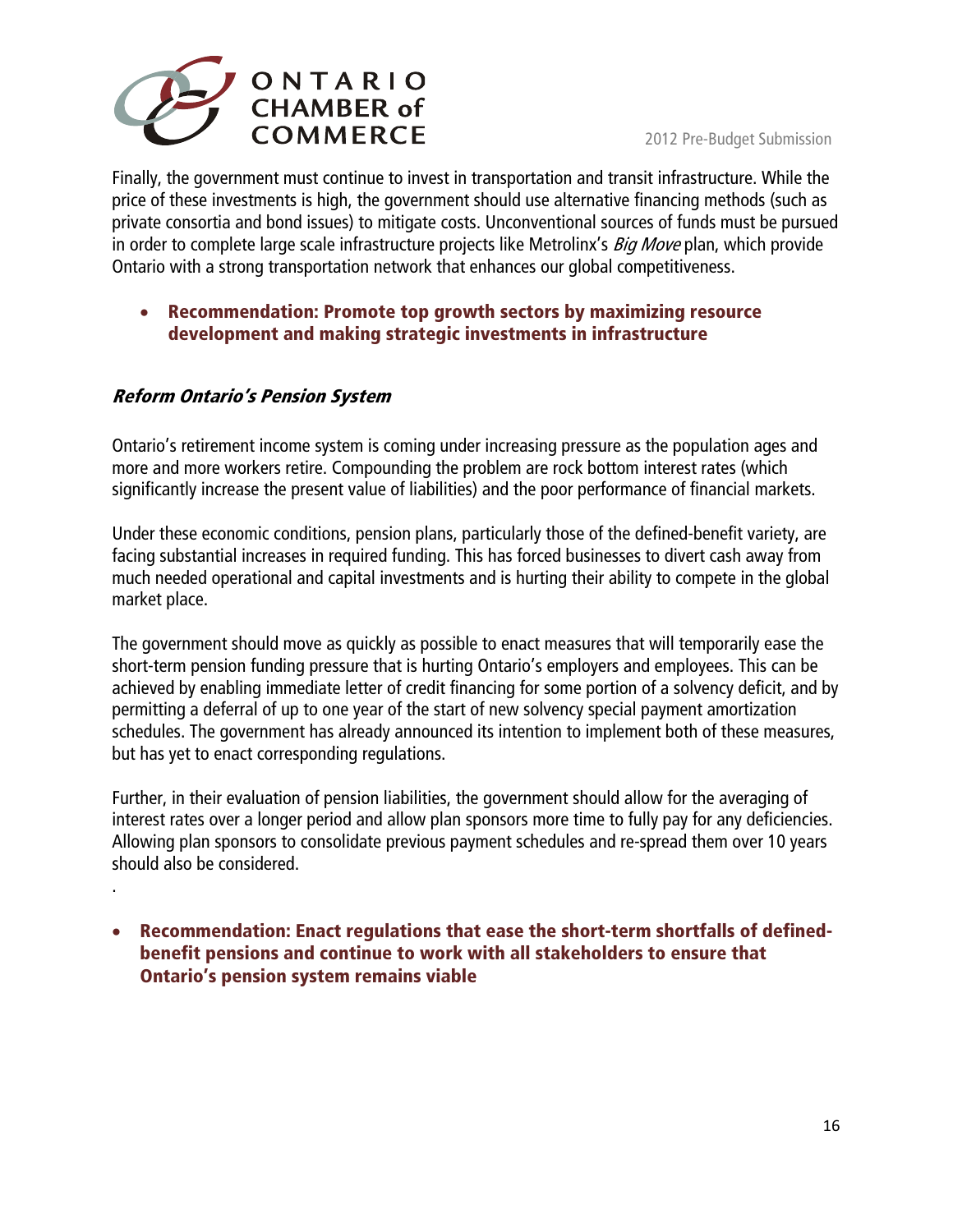Finally, the government must continue to invest in transportation and transit infrastructure. While the price of these investments is high, the government should use alternative financing methods (such as private consortia and bond issues) to mitigate costs. Unconventional sources of funds must be pursued in order to complete large scale infrastructure projects like Metrolinx's *Big Move* plan, which provide Ontario with a strong transportation network that enhances our global competitiveness.

- **Recommendation: Promote top growth sectors by maximizing resource development and making strategic investments in infrastructure**

### *Reform Ontario's Pension System*

Ontario's retirement income system is coming under increasing pressure as the population ages and more and more workers retire. Compounding the problem are rock bottom interest rates (which significantly increase the present value of liabilities) and the poor performance of financial markets.

Under these economic conditions, pension plans, particularly those of the defined-benefit variety, are facing substantial increases in required funding. This has forced businesses to divert cash away from much needed operational and capital investments and is hurting their ability to compete in the global market place.

The government should move as quickly as possible to enact measures that will temporarily ease the short-term pension funding pressure that is hurting Ontario's employers and employees. This can be achieved by enabling immediate letter of credit financing for some portion of a solvency deficit, and by permitting a deferral of up to one year of the start of new solvency special payment amortization schedules. The government has already announced its intention to implement both of these measures, but has yet to enact corresponding regulations.

Further, in their evaluation of pension liabilities, the government should allow for the averaging of interest rates over a longer period and allow plan sponsors more time to fully pay for any deficiencies. Allowing plan sponsors to consolidate previous payment schedules and re-spread them over 10 years should also be considered.

.

- **Recommendation: Enact regulations that ease the short-term shortfalls of defined-benefit pensions and continue to work with all stakeholders to ensure that Ontario's pension system remains viable**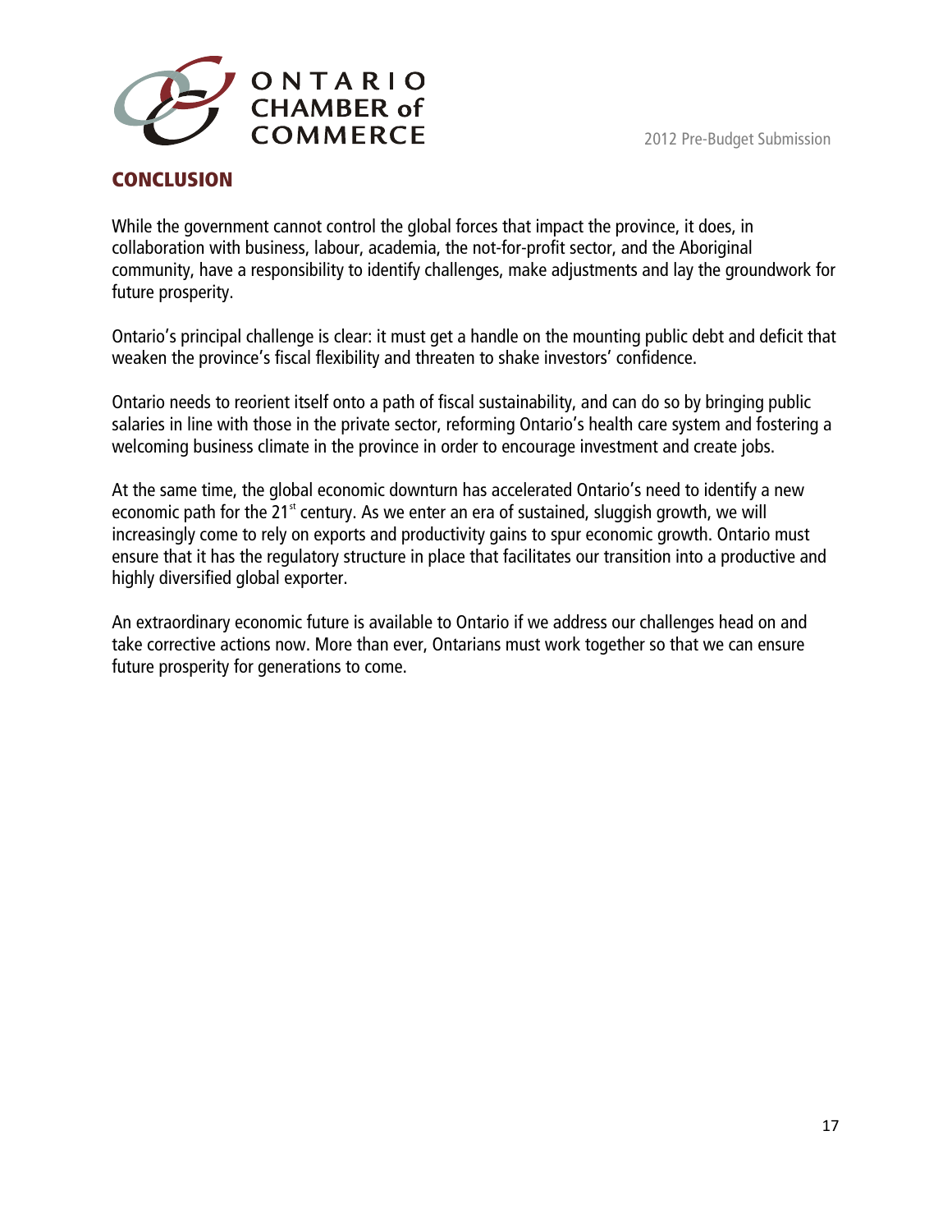## CONCLUSION

While the government cannot control the global forces that impact the province, it does, in collaboration with business, labour, academia, the not-for-profit sector, and the Aboriginal community, have a responsibility to identify challenges, make adjustments and lay the groundwork for future prosperity.

Ontario's principal challenge is clear: it must get a handle on the mounting public debt and deficit that weaken the province's fiscal flexibility and threaten to shake investors' confidence.

Ontario needs to reorient itself onto a path of fiscal sustainability, and can do so by bringing public salaries in line with those in the private sector, reforming Ontario's health care system and fostering a welcoming business climate in the province in order to encourage investment and create jobs.

At the same time, the global economic downturn has accelerated Ontario's need to identify a new economic path for the 21st century. As we enter an era of sustained, sluggish growth, we will increasingly come to rely on exports and productivity gains to spur economic growth. Ontario must ensure that it has the regulatory structure in place that facilitates our transition into a productive and highly diversified global exporter.

An extraordinary economic future is available to Ontario if we address our challenges head on and take corrective actions now. More than ever, Ontarians must work together so that we can ensure future prosperity for generations to come.